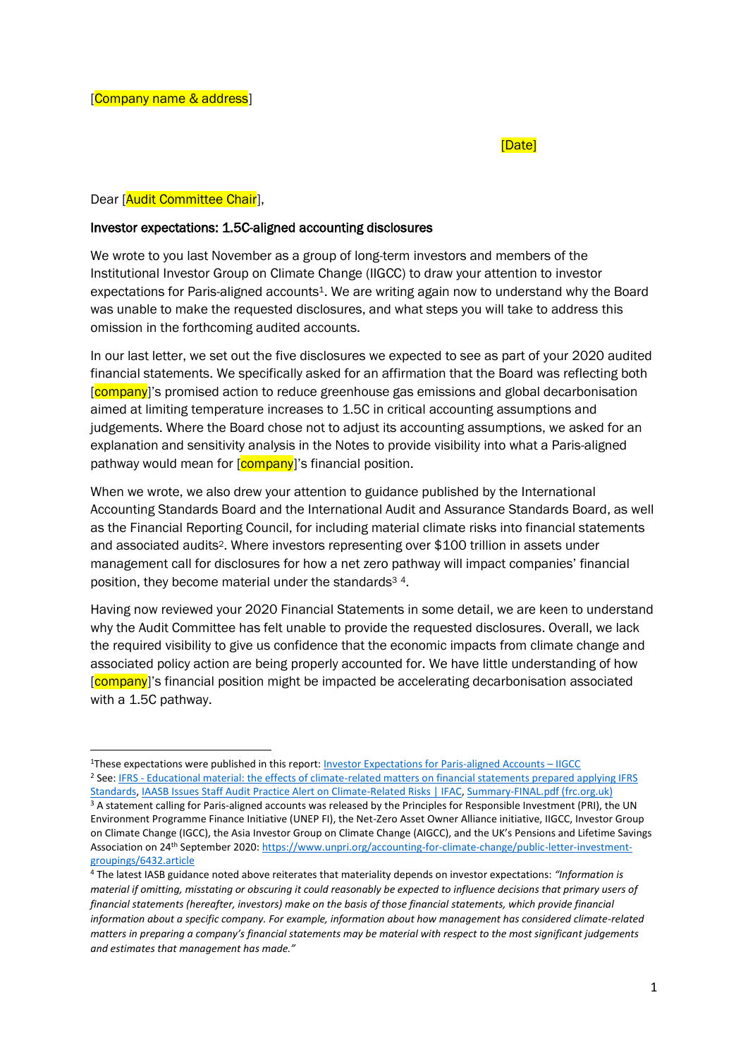[Company name & address]

[Date]

Dear [Audit Committee Chair],

**Investor expectations: 1.5C-aligned accounting disclosures**

We wrote to you last November as a group of long-term investors and members of the Institutional Investor Group on Climate Change (IIGCC) to draw your attention to investor expectations for Paris-aligned accounts[1]. We are writing again now to understand why the Board was unable to make the requested disclosures, and what steps you will take to address this omission in the forthcoming audited accounts.

In our last letter, we set out the five disclosures we expected to see as part of your 2020 audited financial statements. We specifically asked for an affirmation that the Board was reflecting both [company]'s promised action to reduce greenhouse gas emissions and global decarbonisation aimed at limiting temperature increases to 1.5C in critical accounting assumptions and judgements. Where the Board chose not to adjust its accounting assumptions, we asked for an explanation and sensitivity analysis in the Notes to provide visibility into what a Paris-aligned pathway would mean for [company]'s financial position.

When we wrote, we also drew your attention to guidance published by the International Accounting Standards Board and the International Audit and Assurance Standards Board, as well as the Financial Reporting Council, for including material climate risks into financial statements and associated audits[2]. Where investors representing over $100 trillion in assets under management call for disclosures for how a net zero pathway will impact companies' financial position, they become material under the standards[3] [4].

Having now reviewed your 2020 Financial Statements in some detail, we are keen to understand why the Audit Committee has felt unable to provide the requested disclosures. Overall, we lack the required visibility to give us confidence that the economic impacts from climate change and associated policy action are being properly accounted for. We have little understanding of how [company]'s financial position might be impacted be accelerating decarbonisation associated with a 1.5C pathway.

---

[1] These expectations were published in this report: [Investor Expectations for Paris-aligned Accounts – IIGCC]

[2] See: [IFRS - Educational material: the effects of climate-related matters on financial statements prepared applying IFRS Standards], [IAASB Issues Staff Audit Practice Alert on Climate-Related Risks | IFAC], [Summary-FINAL.pdf (frc.org.uk)]

[3] A statement calling for Paris-aligned accounts was released by the Principles for Responsible Investment (PRI), the UN Environment Programme Finance Initiative (UNEP FI), the Net-Zero Asset Owner Alliance initiative, IIGCC, Investor Group on Climate Change (IGCC), the Asia Investor Group on Climate Change (AIGCC), and the UK's Pensions and Lifetime Savings Association on 24th September 2020: https://www.unpri.org/accounting-for-climate-change/public-letter-investment-groupings/6432.article

[4] The latest IASB guidance noted above reiterates that materiality depends on investor expectations: *"Information is material if omitting, misstating or obscuring it could reasonably be expected to influence decisions that primary users of financial statements (hereafter, investors) make on the basis of those financial statements, which provide financial information about a specific company. For example, information about how management has considered climate-related matters in preparing a company's financial statements may be material with respect to the most significant judgements and estimates that management has made."*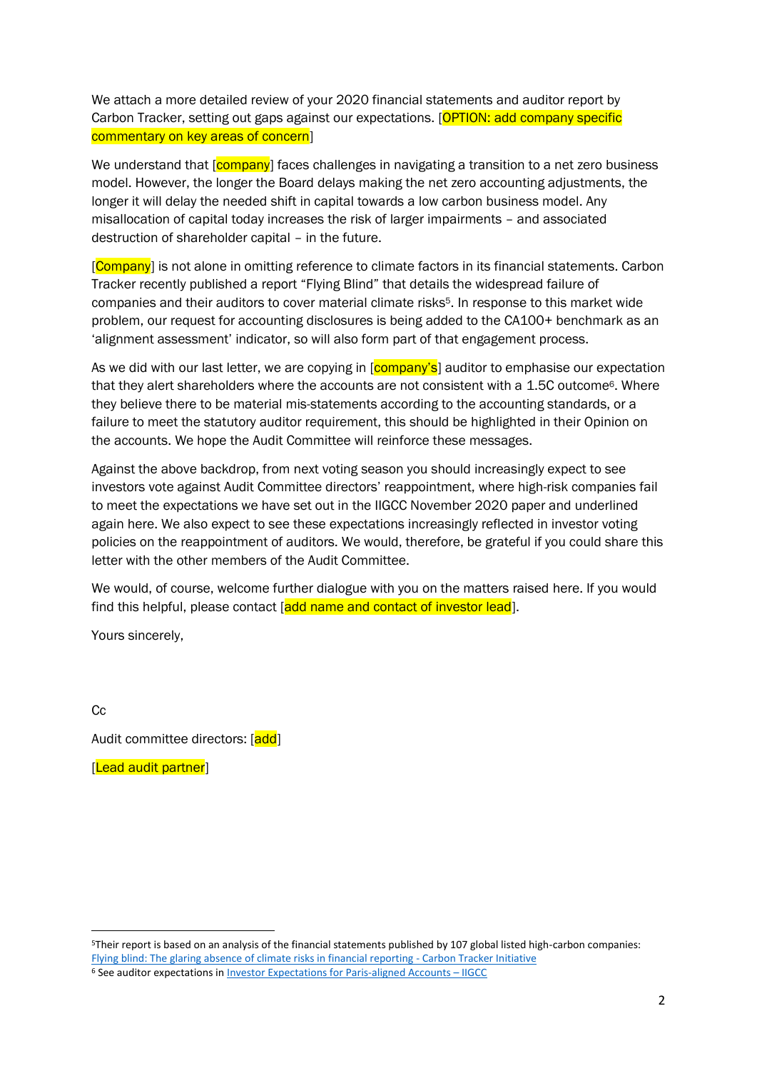We attach a more detailed review of your 2020 financial statements and auditor report by Carbon Tracker, setting out gaps against our expectations. [OPTION: add company specific commentary on key areas of concern]

We understand that [company] faces challenges in navigating a transition to a net zero business model. However, the longer the Board delays making the net zero accounting adjustments, the longer it will delay the needed shift in capital towards a low carbon business model. Any misallocation of capital today increases the risk of larger impairments – and associated destruction of shareholder capital – in the future.

[Company] is not alone in omitting reference to climate factors in its financial statements. Carbon Tracker recently published a report "Flying Blind" that details the widespread failure of companies and their auditors to cover material climate risks[5]. In response to this market wide problem, our request for accounting disclosures is being added to the CA100+ benchmark as an 'alignment assessment' indicator, so will also form part of that engagement process.

As we did with our last letter, we are copying in [company's] auditor to emphasise our expectation that they alert shareholders where the accounts are not consistent with a 1.5C outcome[6]. Where they believe there to be material mis-statements according to the accounting standards, or a failure to meet the statutory auditor requirement, this should be highlighted in their Opinion on the accounts. We hope the Audit Committee will reinforce these messages.

Against the above backdrop, from next voting season you should increasingly expect to see investors vote against Audit Committee directors' reappointment, where high-risk companies fail to meet the expectations we have set out in the IIGCC November 2020 paper and underlined again here. We also expect to see these expectations increasingly reflected in investor voting policies on the reappointment of auditors. We would, therefore, be grateful if you could share this letter with the other members of the Audit Committee.

We would, of course, welcome further dialogue with you on the matters raised here. If you would find this helpful, please contact [add name and contact of investor lead].

Yours sincerely,

Cc

Audit committee directors: [add]

[Lead audit partner]

---

[5] Their report is based on an analysis of the financial statements published by 107 global listed high-carbon companies: Flying blind: The glaring absence of climate risks in financial reporting - Carbon Tracker Initiative

[6] See auditor expectations in Investor Expectations for Paris-aligned Accounts – IIGCC